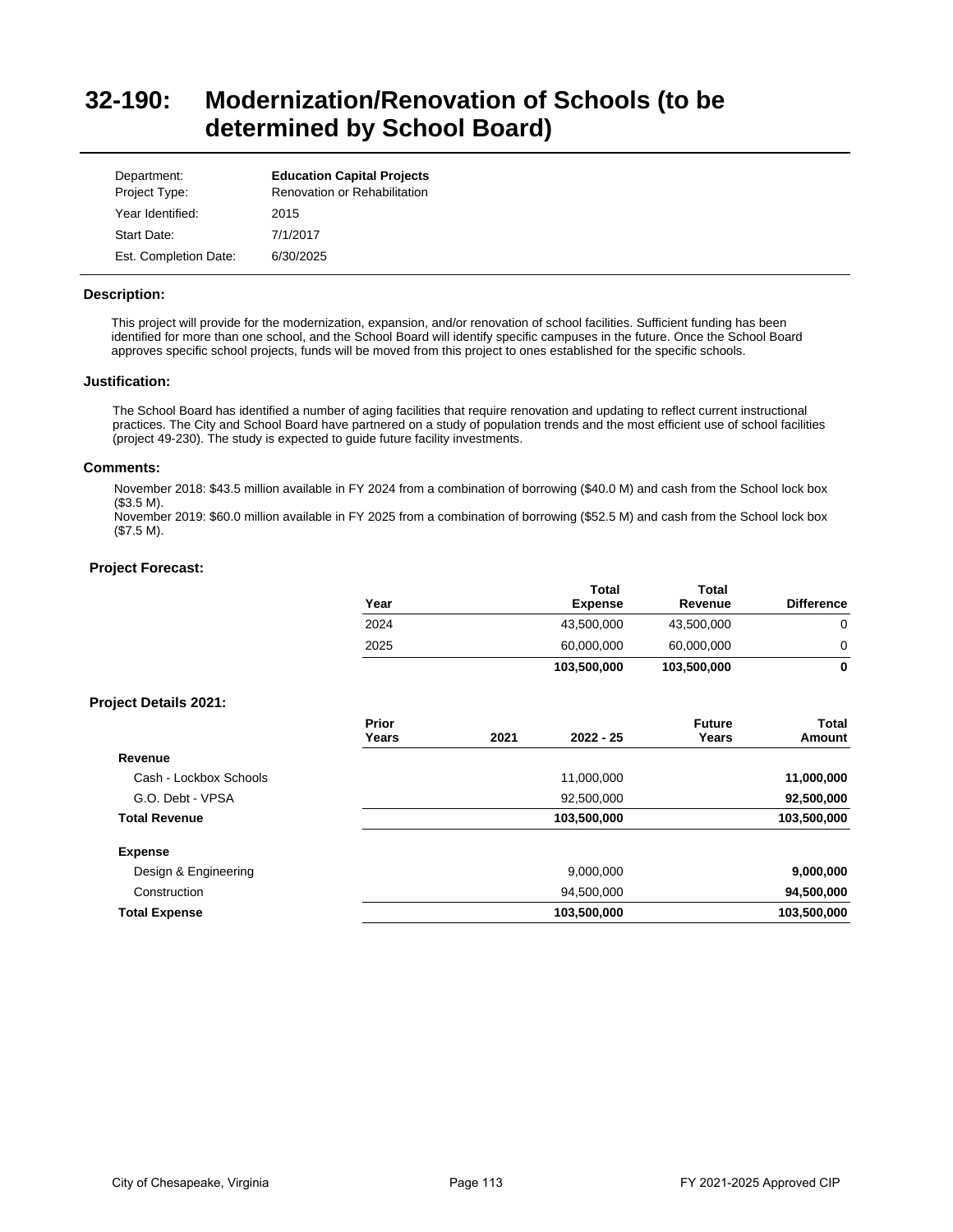# 32-190: Modernization/Renovation of Schools (to be determined by School Board)

| | |
|---|---|
| Department: | **Education Capital Projects** |
| Project Type: | Renovation or Rehabilitation |
| Year Identified: | 2015 |
| Start Date: | 7/1/2017 |
| Est. Completion Date: | 6/30/2025 |

### Description:

This project will provide for the modernization, expansion, and/or renovation of school facilities. Sufficient funding has been identified for more than one school, and the School Board will identify specific campuses in the future. Once the School Board approves specific school projects, funds will be moved from this project to ones established for the specific schools.

### Justification:

The School Board has identified a number of aging facilities that require renovation and updating to reflect current instructional practices. The City and School Board have partnered on a study of population trends and the most efficient use of school facilities (project 49-230). The study is expected to guide future facility investments.

### Comments:

November 2018: $43.5 million available in FY 2024 from a combination of borrowing ($40.0 M) and cash from the School lock box ($3.5 M).
November 2019: $60.0 million available in FY 2025 from a combination of borrowing ($52.5 M) and cash from the School lock box ($7.5 M).

### Project Forecast:

| Year | Total Expense | Total Revenue | Difference |
|---|---|---|---|
| 2024 | 43,500,000 | 43,500,000 | 0 |
| 2025 | 60,000,000 | 60,000,000 | 0 |
| | **103,500,000** | **103,500,000** | **0** |

### Project Details 2021:

| | Prior Years | 2021 | 2022 - 25 | Future Years | Total Amount |
|---|---|---|---|---|---|
| **Revenue** | | | | | |
| Cash - Lockbox Schools | | | 11,000,000 | | **11,000,000** |
| G.O. Debt - VPSA | | | 92,500,000 | | **92,500,000** |
| **Total Revenue** | | | **103,500,000** | | **103,500,000** |
| **Expense** | | | | | |
| Design & Engineering | | | 9,000,000 | | **9,000,000** |
| Construction | | | 94,500,000 | | **94,500,000** |
| **Total Expense** | | | **103,500,000** | | **103,500,000** |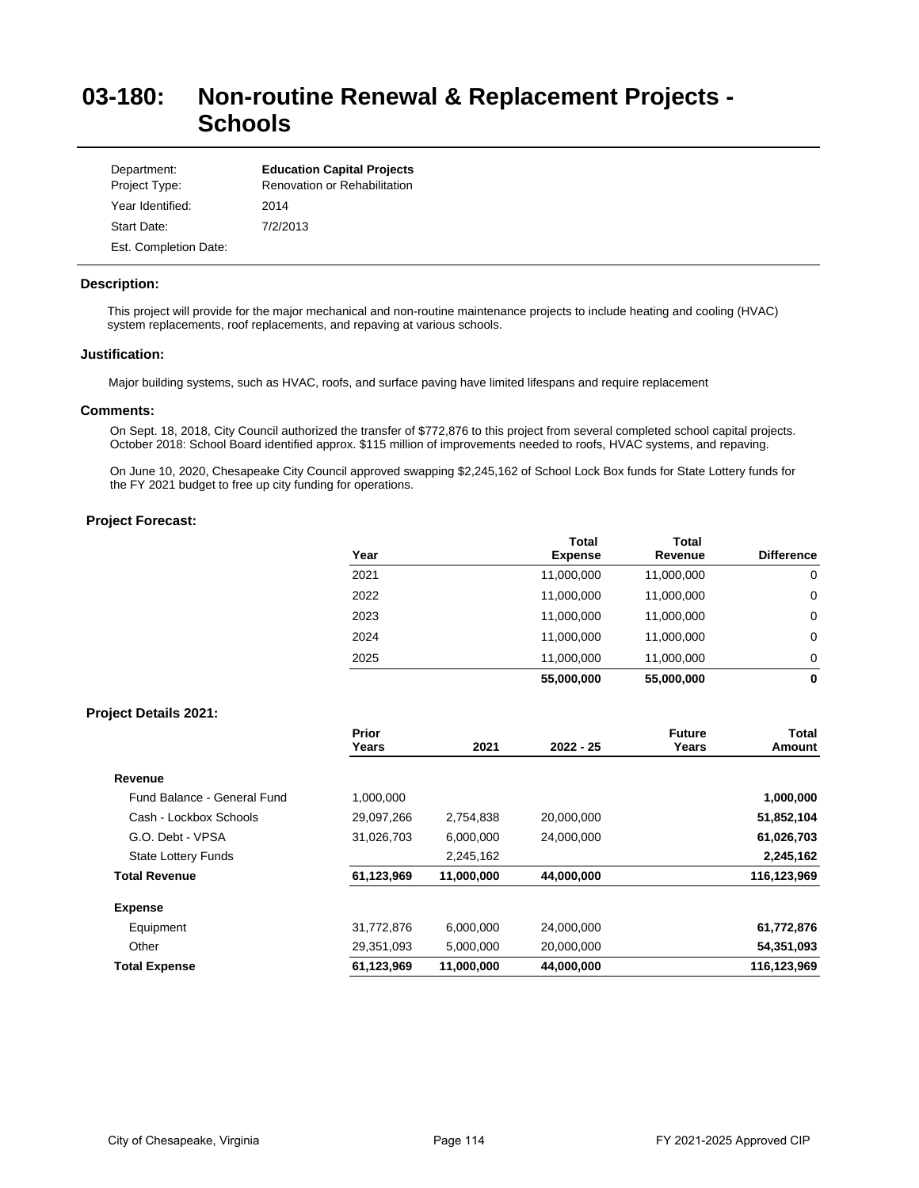# 03-180: Non-routine Renewal & Replacement Projects - Schools

| | |
|---|---|
| Department: | **Education Capital Projects** |
| Project Type: | Renovation or Rehabilitation |
| Year Identified: | 2014 |
| Start Date: | 7/2/2013 |
| Est. Completion Date: | |

### Description:

This project will provide for the major mechanical and non-routine maintenance projects to include heating and cooling (HVAC) system replacements, roof replacements, and repaving at various schools.

### Justification:

Major building systems, such as HVAC, roofs, and surface paving have limited lifespans and require replacement

### Comments:

On Sept. 18, 2018, City Council authorized the transfer of $772,876 to this project from several completed school capital projects. October 2018: School Board identified approx. $115 million of improvements needed to roofs, HVAC systems, and repaving.

On June 10, 2020, Chesapeake City Council approved swapping $2,245,162 of School Lock Box funds for State Lottery funds for the FY 2021 budget to free up city funding for operations.

### Project Forecast:

| Year | Total Expense | Total Revenue | Difference |
|---|---|---|---|
| 2021 | 11,000,000 | 11,000,000 | 0 |
| 2022 | 11,000,000 | 11,000,000 | 0 |
| 2023 | 11,000,000 | 11,000,000 | 0 |
| 2024 | 11,000,000 | 11,000,000 | 0 |
| 2025 | 11,000,000 | 11,000,000 | 0 |
| | **55,000,000** | **55,000,000** | **0** |

### Project Details 2021:

| | Prior Years | 2021 | 2022 - 25 | Future Years | Total Amount |
|---|---|---|---|---|---|
| **Revenue** | | | | | |
| Fund Balance - General Fund | 1,000,000 | | | | **1,000,000** |
| Cash - Lockbox Schools | 29,097,266 | 2,754,838 | 20,000,000 | | **51,852,104** |
| G.O. Debt - VPSA | 31,026,703 | 6,000,000 | 24,000,000 | | **61,026,703** |
| State Lottery Funds | | 2,245,162 | | | **2,245,162** |
| **Total Revenue** | **61,123,969** | **11,000,000** | **44,000,000** | | **116,123,969** |
| **Expense** | | | | | |
| Equipment | 31,772,876 | 6,000,000 | 24,000,000 | | **61,772,876** |
| Other | 29,351,093 | 5,000,000 | 20,000,000 | | **54,351,093** |
| **Total Expense** | **61,123,969** | **11,000,000** | **44,000,000** | | **116,123,969** |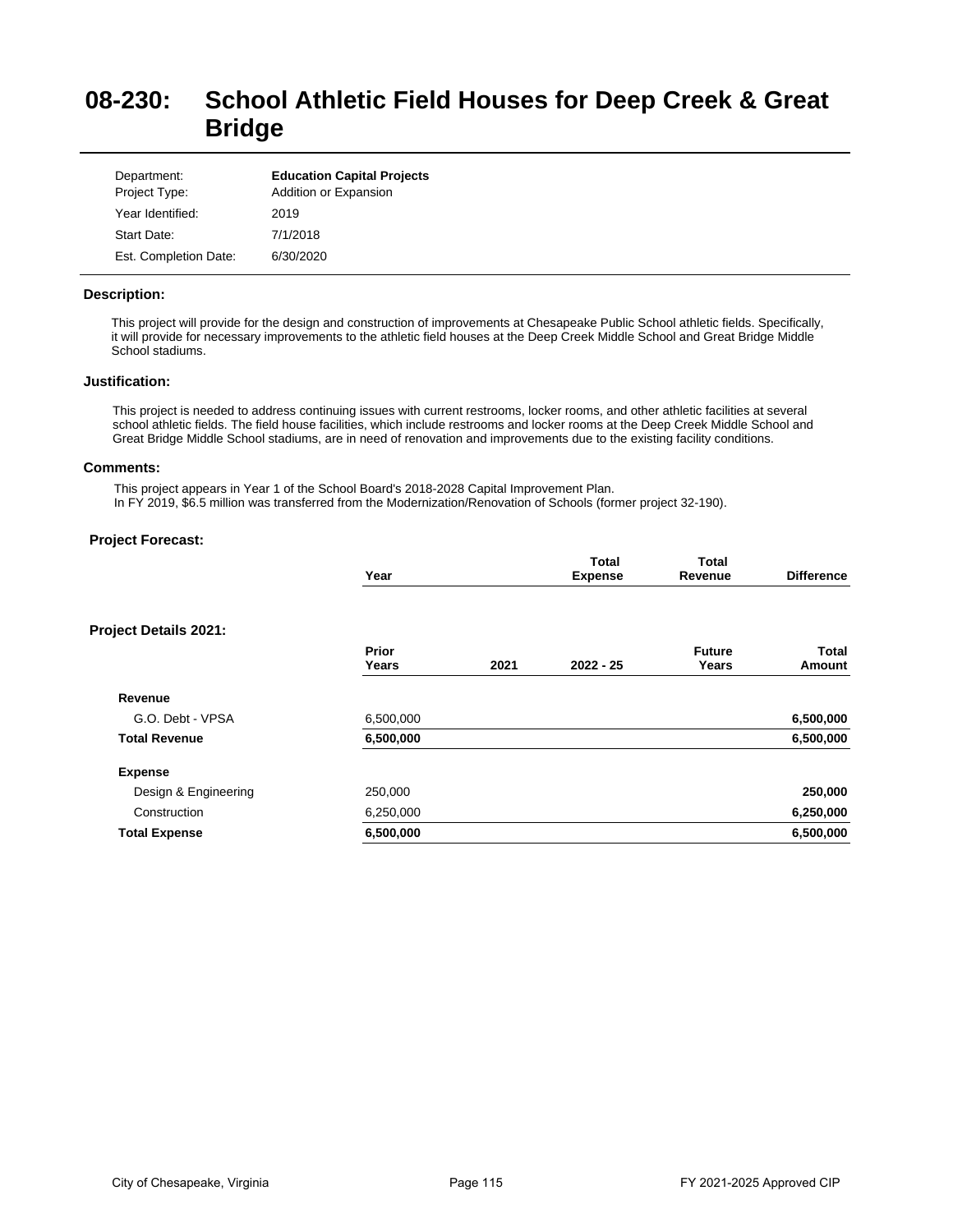# 08-230: School Athletic Field Houses for Deep Creek & Great Bridge

| | |
|---|---|
| Department: | **Education Capital Projects** |
| Project Type: | Addition or Expansion |
| Year Identified: | 2019 |
| Start Date: | 7/1/2018 |
| Est. Completion Date: | 6/30/2020 |

### Description:

This project will provide for the design and construction of improvements at Chesapeake Public School athletic fields. Specifically, it will provide for necessary improvements to the athletic field houses at the Deep Creek Middle School and Great Bridge Middle School stadiums.

### Justification:

This project is needed to address continuing issues with current restrooms, locker rooms, and other athletic facilities at several school athletic fields. The field house facilities, which include restrooms and locker rooms at the Deep Creek Middle School and Great Bridge Middle School stadiums, are in need of renovation and improvements due to the existing facility conditions.

### Comments:

This project appears in Year 1 of the School Board's 2018-2028 Capital Improvement Plan.
In FY 2019, $6.5 million was transferred from the Modernization/Renovation of Schools (former project 32-190).

### Project Forecast:

| Year | Total Expense | Total Revenue | Difference |
|---|---|---|---|

### Project Details 2021:

| | Prior Years | 2021 | 2022 - 25 | Future Years | Total Amount |
|---|---|---|---|---|---|
| **Revenue** | | | | | |
| G.O. Debt - VPSA | 6,500,000 | | | | **6,500,000** |
| **Total Revenue** | **6,500,000** | | | | **6,500,000** |
| **Expense** | | | | | |
| Design & Engineering | 250,000 | | | | **250,000** |
| Construction | 6,250,000 | | | | **6,250,000** |
| **Total Expense** | **6,500,000** | | | | **6,500,000** |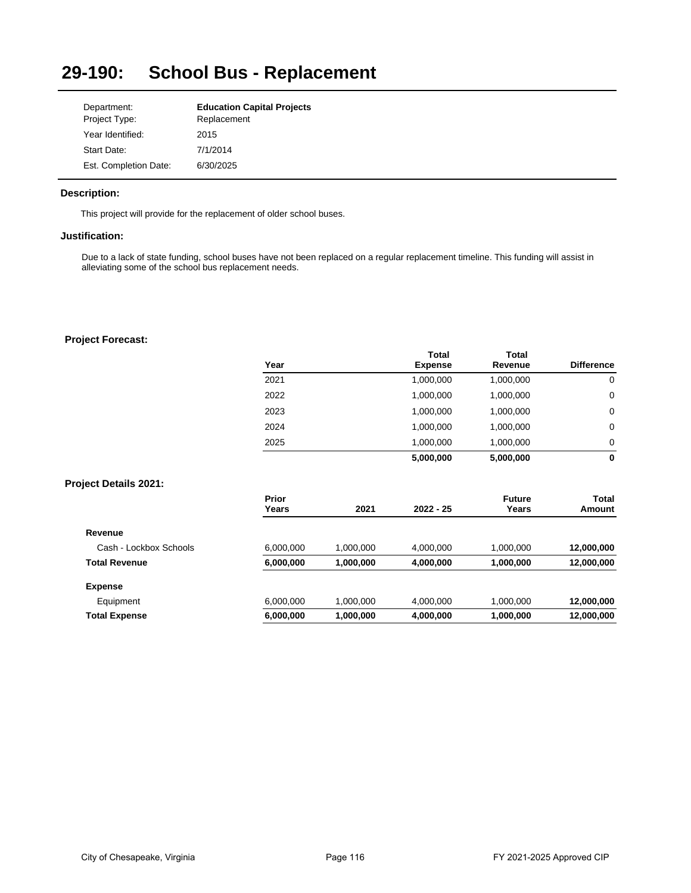# 29-190: School Bus - Replacement

| | |
|---|---|
| Department: | **Education Capital Projects** |
| Project Type: | Replacement |
| Year Identified: | 2015 |
| Start Date: | 7/1/2014 |
| Est. Completion Date: | 6/30/2025 |

### Description:

This project will provide for the replacement of older school buses.

### Justification:

Due to a lack of state funding, school buses have not been replaced on a regular replacement timeline. This funding will assist in alleviating some of the school bus replacement needs.

### Project Forecast:

| Year | Total Expense | Total Revenue | Difference |
|---|---|---|---|
| 2021 | 1,000,000 | 1,000,000 | 0 |
| 2022 | 1,000,000 | 1,000,000 | 0 |
| 2023 | 1,000,000 | 1,000,000 | 0 |
| 2024 | 1,000,000 | 1,000,000 | 0 |
| 2025 | 1,000,000 | 1,000,000 | 0 |
| | **5,000,000** | **5,000,000** | **0** |

### Project Details 2021:

| | Prior Years | 2021 | 2022 - 25 | Future Years | Total Amount |
|---|---|---|---|---|---|
| **Revenue** | | | | | |
| Cash - Lockbox Schools | 6,000,000 | 1,000,000 | 4,000,000 | 1,000,000 | **12,000,000** |
| **Total Revenue** | **6,000,000** | **1,000,000** | **4,000,000** | **1,000,000** | **12,000,000** |
| **Expense** | | | | | |
| Equipment | 6,000,000 | 1,000,000 | 4,000,000 | 1,000,000 | **12,000,000** |
| **Total Expense** | **6,000,000** | **1,000,000** | **4,000,000** | **1,000,000** | **12,000,000** |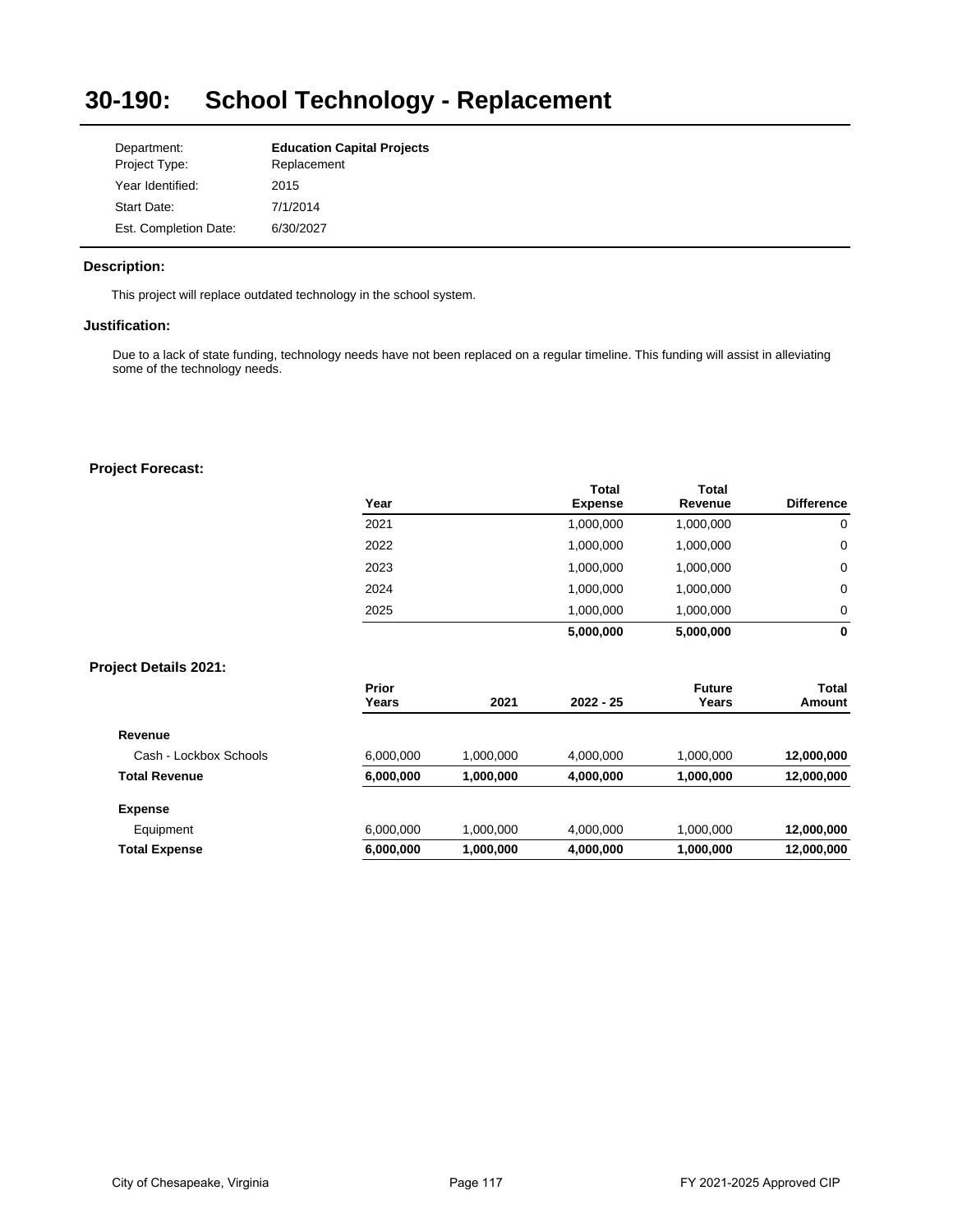# 30-190: School Technology - Replacement

| | |
|---|---|
| Department: | **Education Capital Projects** |
| Project Type: | Replacement |
| Year Identified: | 2015 |
| Start Date: | 7/1/2014 |
| Est. Completion Date: | 6/30/2027 |

### Description:

This project will replace outdated technology in the school system.

### Justification:

Due to a lack of state funding, technology needs have not been replaced on a regular timeline. This funding will assist in alleviating some of the technology needs.

### Project Forecast:

| Year | Total Expense | Total Revenue | Difference |
|---|---|---|---|
| 2021 | 1,000,000 | 1,000,000 | 0 |
| 2022 | 1,000,000 | 1,000,000 | 0 |
| 2023 | 1,000,000 | 1,000,000 | 0 |
| 2024 | 1,000,000 | 1,000,000 | 0 |
| 2025 | 1,000,000 | 1,000,000 | 0 |
| | **5,000,000** | **5,000,000** | **0** |

### Project Details 2021:

| | Prior Years | 2021 | 2022 - 25 | Future Years | Total Amount |
|---|---|---|---|---|---|
| **Revenue** | | | | | |
| Cash - Lockbox Schools | 6,000,000 | 1,000,000 | 4,000,000 | 1,000,000 | **12,000,000** |
| **Total Revenue** | **6,000,000** | **1,000,000** | **4,000,000** | **1,000,000** | **12,000,000** |
| **Expense** | | | | | |
| Equipment | 6,000,000 | 1,000,000 | 4,000,000 | 1,000,000 | **12,000,000** |
| **Total Expense** | **6,000,000** | **1,000,000** | **4,000,000** | **1,000,000** | **12,000,000** |